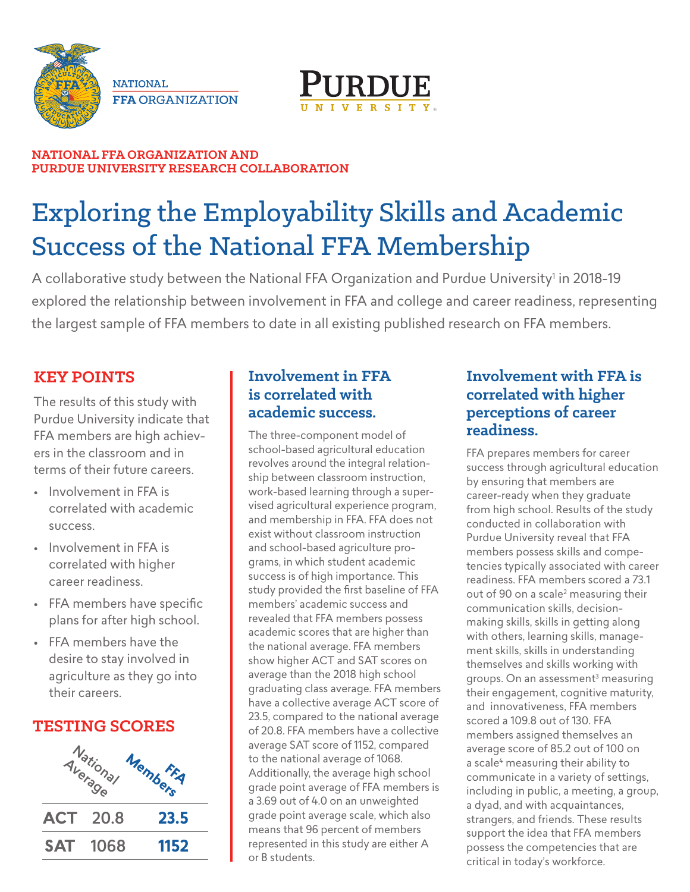NATIONAL FFA ORGANIZATION

PURDUE UNIVERSITY

**NATIONAL FFA ORGANIZATION AND PURDUE UNIVERSITY RESEARCH COLLABORATION**

# Exploring the Employability Skills and Academic Success of the National FFA Membership

A collaborative study between the National FFA Organization and Purdue University[1] in 2018-19 explored the relationship between involvement in FFA and college and career readiness, representing the largest sample of FFA members to date in all existing published research on FFA members.

## KEY POINTS

The results of this study with Purdue University indicate that FFA members are high achievers in the classroom and in terms of their future careers.

- Involvement in FFA is correlated with academic success.
- Involvement in FFA is correlated with higher career readiness.
- FFA members have specific plans for after high school.
- FFA members have the desire to stay involved in agriculture as they go into their careers.

## TESTING SCORES

| | National Average | FFA Members |
|---|---|---|
| ACT | 20.8 | **23.5** |
| SAT | 1068 | **1152** |

## Involvement in FFA is correlated with academic success.

The three-component model of school-based agricultural education revolves around the integral relationship between classroom instruction, work-based learning through a supervised agricultural experience program, and membership in FFA. FFA does not exist without classroom instruction and school-based agriculture programs, in which student academic success is of high importance. This study provided the first baseline of FFA members' academic success and revealed that FFA members possess academic scores that are higher than the national average. FFA members show higher ACT and SAT scores on average than the 2018 high school graduating class average. FFA members have a collective average ACT score of 23.5, compared to the national average of 20.8. FFA members have a collective average SAT score of 1152, compared to the national average of 1068. Additionally, the average high school grade point average of FFA members is a 3.69 out of 4.0 on an unweighted grade point average scale, which also means that 96 percent of members represented in this study are either A or B students.

## Involvement with FFA is correlated with higher perceptions of career readiness.

FFA prepares members for career success through agricultural education by ensuring that members are career-ready when they graduate from high school. Results of the study conducted in collaboration with Purdue University reveal that FFA members possess skills and competencies typically associated with career readiness. FFA members scored a 73.1 out of 90 on a scale[2] measuring their communication skills, decision-making skills, skills in getting along with others, learning skills, management skills, skills in understanding themselves and skills working with groups. On an assessment[3] measuring their engagement, cognitive maturity, and innovativeness, FFA members scored a 109.8 out of 130. FFA members assigned themselves an average score of 85.2 out of 100 on a scale[4] measuring their ability to communicate in a variety of settings, including in public, a meeting, a group, a dyad, and with acquaintances, strangers, and friends. These results support the idea that FFA members possess the competencies that are critical in today's workforce.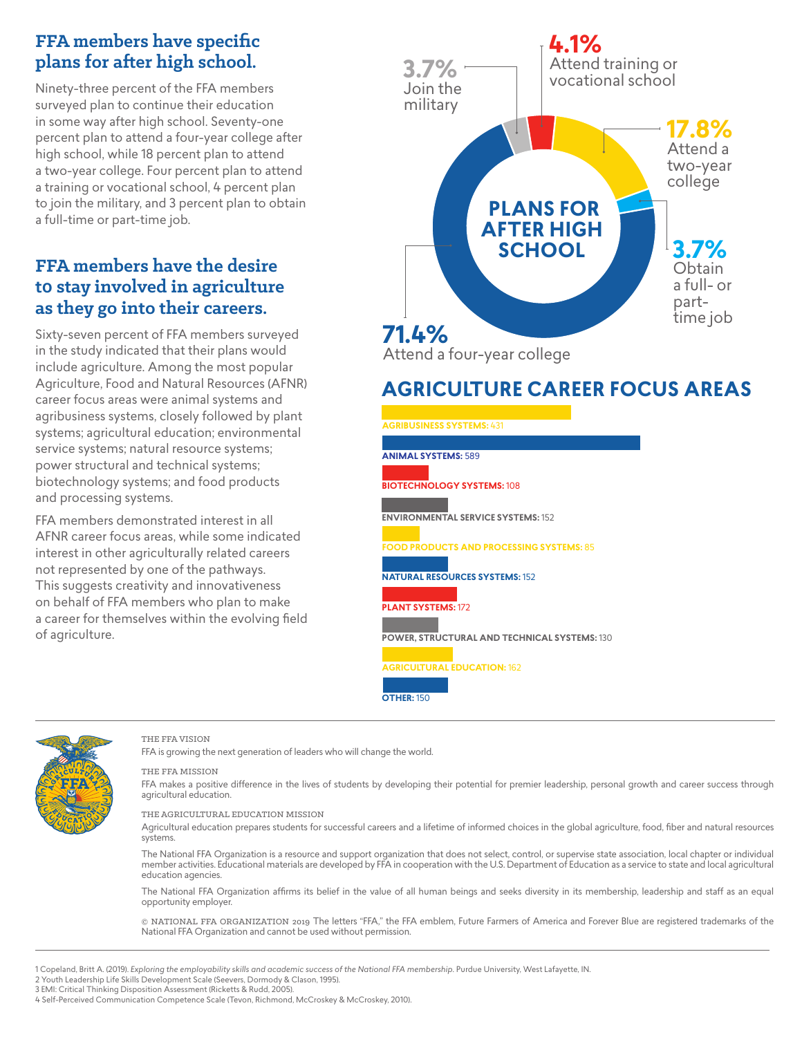## FFA members have specific plans for after high school.

Ninety-three percent of the FFA members surveyed plan to continue their education in some way after high school. Seventy-one percent plan to attend a four-year college after high school, while 18 percent plan to attend a two-year college. Four percent plan to attend a training or vocational school, 4 percent plan to join the military, and 3 percent plan to obtain a full-time or part-time job.

## FFA members have the desire to stay involved in agriculture as they go into their careers.

Sixty-seven percent of FFA members surveyed in the study indicated that their plans would include agriculture. Among the most popular Agriculture, Food and Natural Resources (AFNR) career focus areas were animal systems and agribusiness systems, closely followed by plant systems; agricultural education; environmental service systems; natural resource systems; power structural and technical systems; biotechnology systems; and food products and processing systems.

FFA members demonstrated interest in all AFNR career focus areas, while some indicated interest in other agriculturally related careers not represented by one of the pathways. This suggests creativity and innovativeness on behalf of FFA members who plan to make a career for themselves within the evolving field of agriculture.

PLANS FOR AFTER HIGH SCHOOL

4.1% Attend training or vocational school

3.7% Join the military

17.8% Attend a two-year college

3.7% Obtain a full- or part-time job

71.4% Attend a four-year college

## AGRICULTURE CAREER FOCUS AREAS

AGRIBUSINESS SYSTEMS: 431

ANIMAL SYSTEMS: 589

BIOTECHNOLOGY SYSTEMS: 108

ENVIRONMENTAL SERVICE SYSTEMS: 152

FOOD PRODUCTS AND PROCESSING SYSTEMS: 85

NATURAL RESOURCES SYSTEMS: 152

PLANT SYSTEMS: 172

POWER, STRUCTURAL AND TECHNICAL SYSTEMS: 130

AGRICULTURAL EDUCATION: 162

OTHER: 150

THE FFA VISION

FFA is growing the next generation of leaders who will change the world.

THE FFA MISSION

FFA makes a positive difference in the lives of students by developing their potential for premier leadership, personal growth and career success through agricultural education.

THE AGRICULTURAL EDUCATION MISSION

Agricultural education prepares students for successful careers and a lifetime of informed choices in the global agriculture, food, fiber and natural resources systems.

The National FFA Organization is a resource and support organization that does not select, control, or supervise state association, local chapter or individual member activities. Educational materials are developed by FFA in cooperation with the U.S. Department of Education as a service to state and local agricultural education agencies.

The National FFA Organization affirms its belief in the value of all human beings and seeks diversity in its membership, leadership and staff as an equal opportunity employer.

© NATIONAL FFA ORGANIZATION 2019 The letters "FFA," the FFA emblem, Future Farmers of America and Forever Blue are registered trademarks of the National FFA Organization and cannot be used without permission.

1 Copeland, Britt A. (2019). *Exploring the employability skills and academic success of the National FFA membership.* Purdue University, West Lafayette, IN.
2 Youth Leadership Life Skills Development Scale (Seevers, Dormody & Clason, 1995).
3 EMI: Critical Thinking Disposition Assessment (Ricketts & Rudd, 2005).
4 Self-Perceived Communication Competence Scale (Tevon, Richmond, McCroskey & McCroskey, 2010).